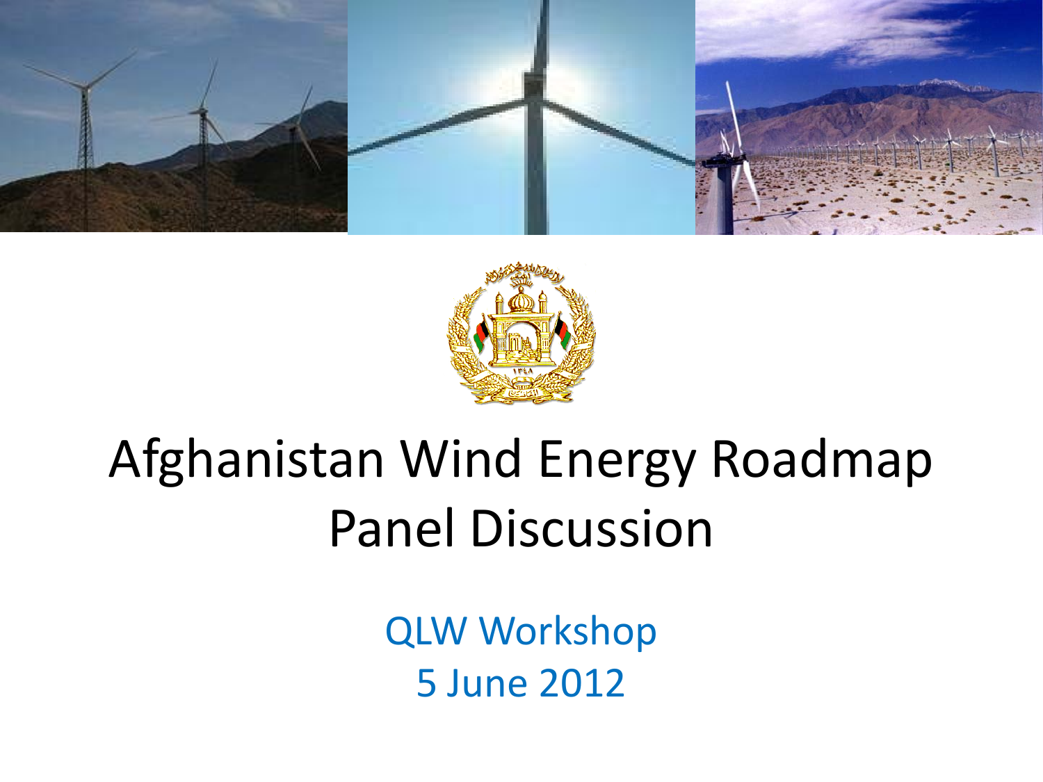# Afghanistan Wind Energy Roadmap
# Panel Discussion

QLW Workshop
5 June 2012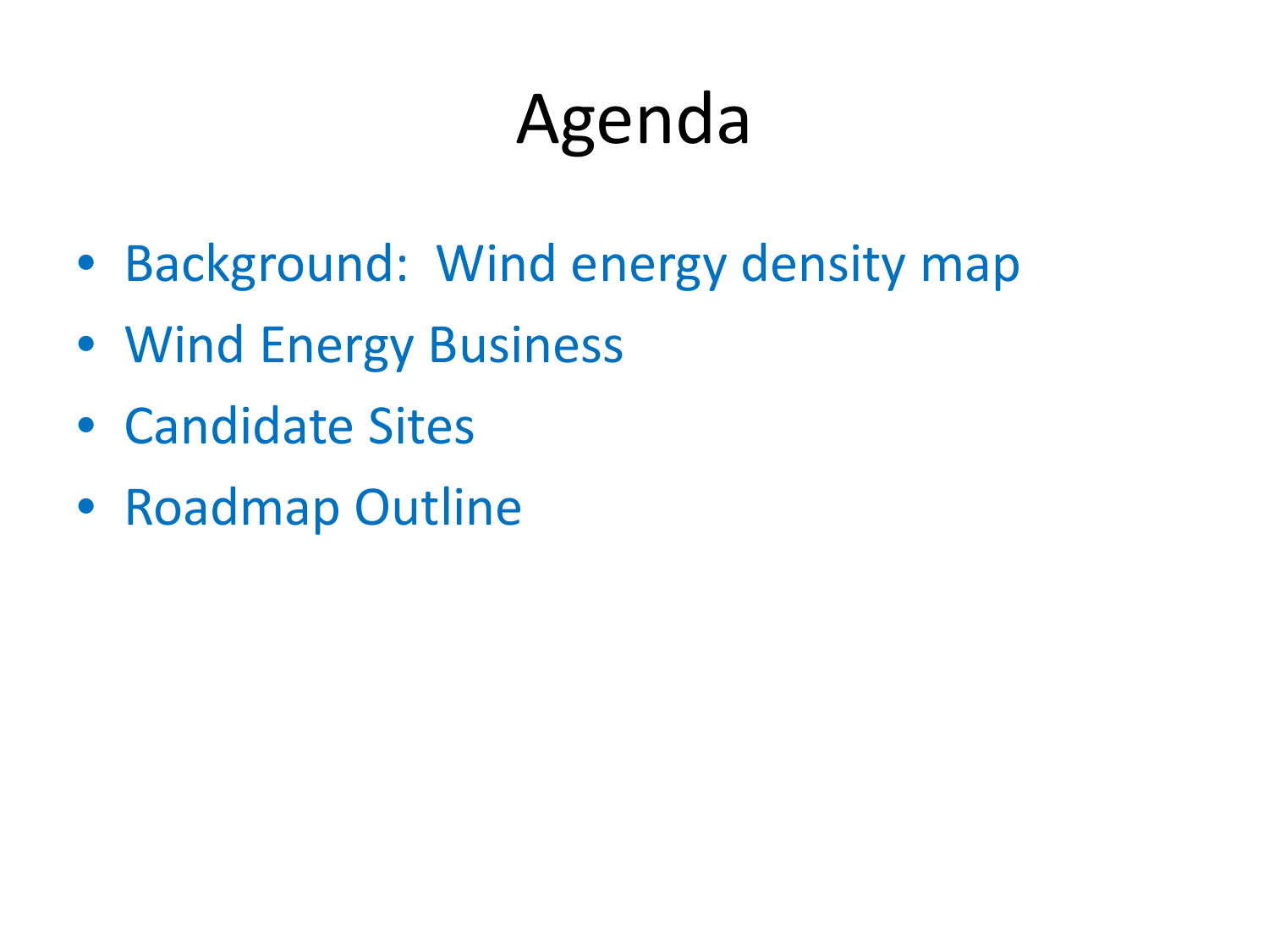# Agenda

- Background:  Wind energy density map
- Wind Energy Business
- Candidate Sites
- Roadmap Outline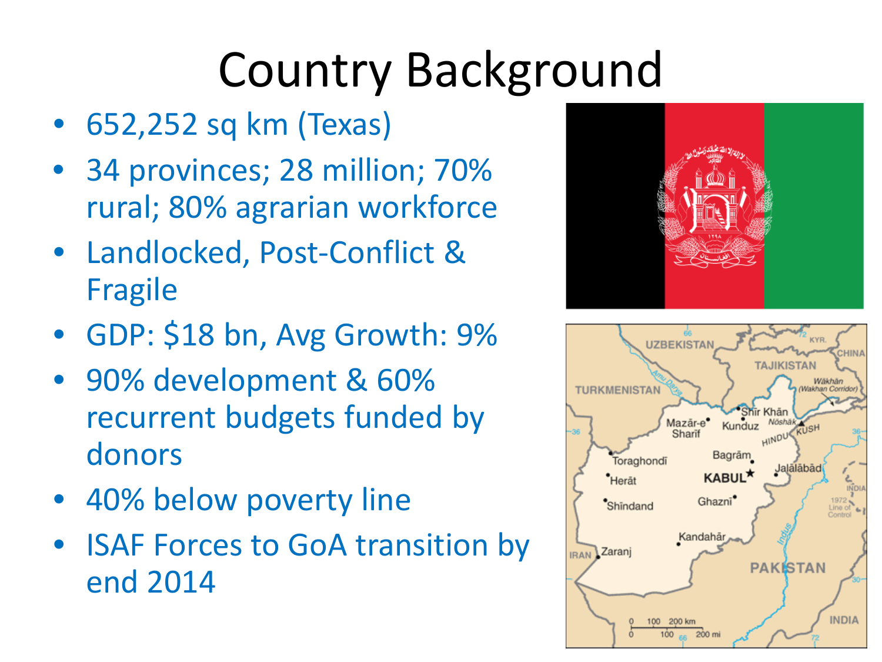# Country Background

- 652,252 sq km (Texas)
- 34 provinces; 28 million; 70% rural; 80% agrarian workforce
- Landlocked, Post-Conflict & Fragile
- GDP: $18 bn, Avg Growth: 9%
- 90% development & 60% recurrent budgets funded by donors
- 40% below poverty line
- ISAF Forces to GoA transition by end 2014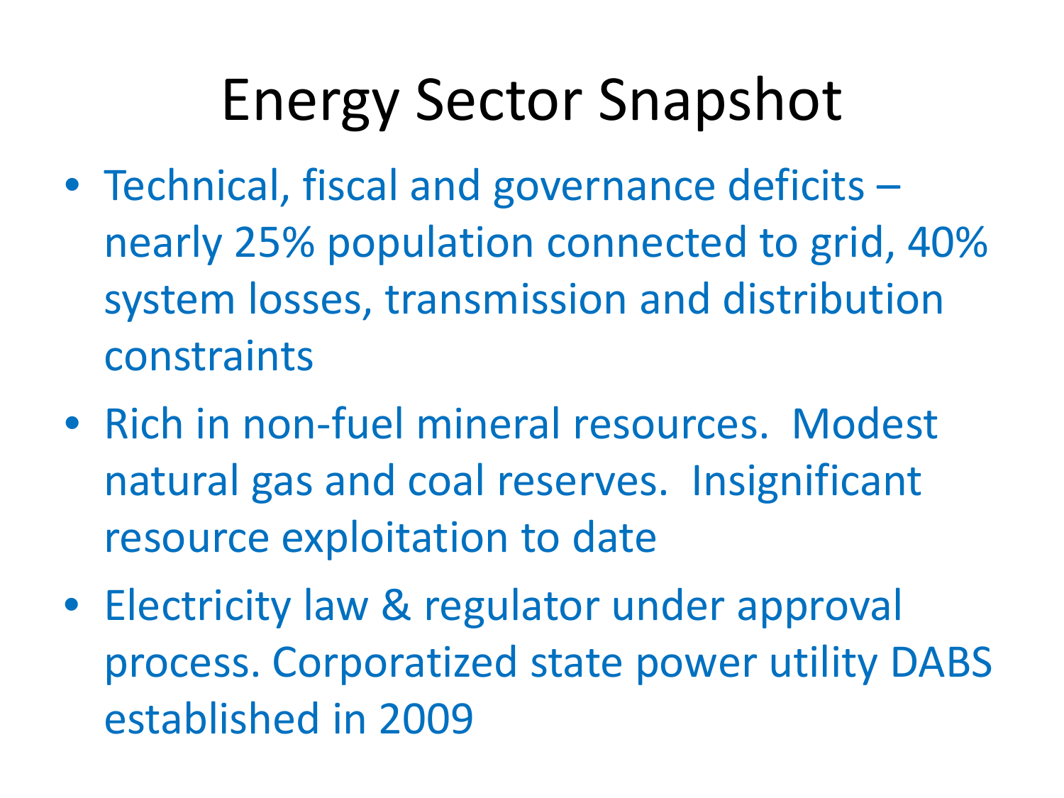# Energy Sector Snapshot

- Technical, fiscal and governance deficits – nearly 25% population connected to grid, 40% system losses, transmission and distribution constraints
- Rich in non-fuel mineral resources. Modest natural gas and coal reserves. Insignificant resource exploitation to date
- Electricity law & regulator under approval process. Corporatized state power utility DABS established in 2009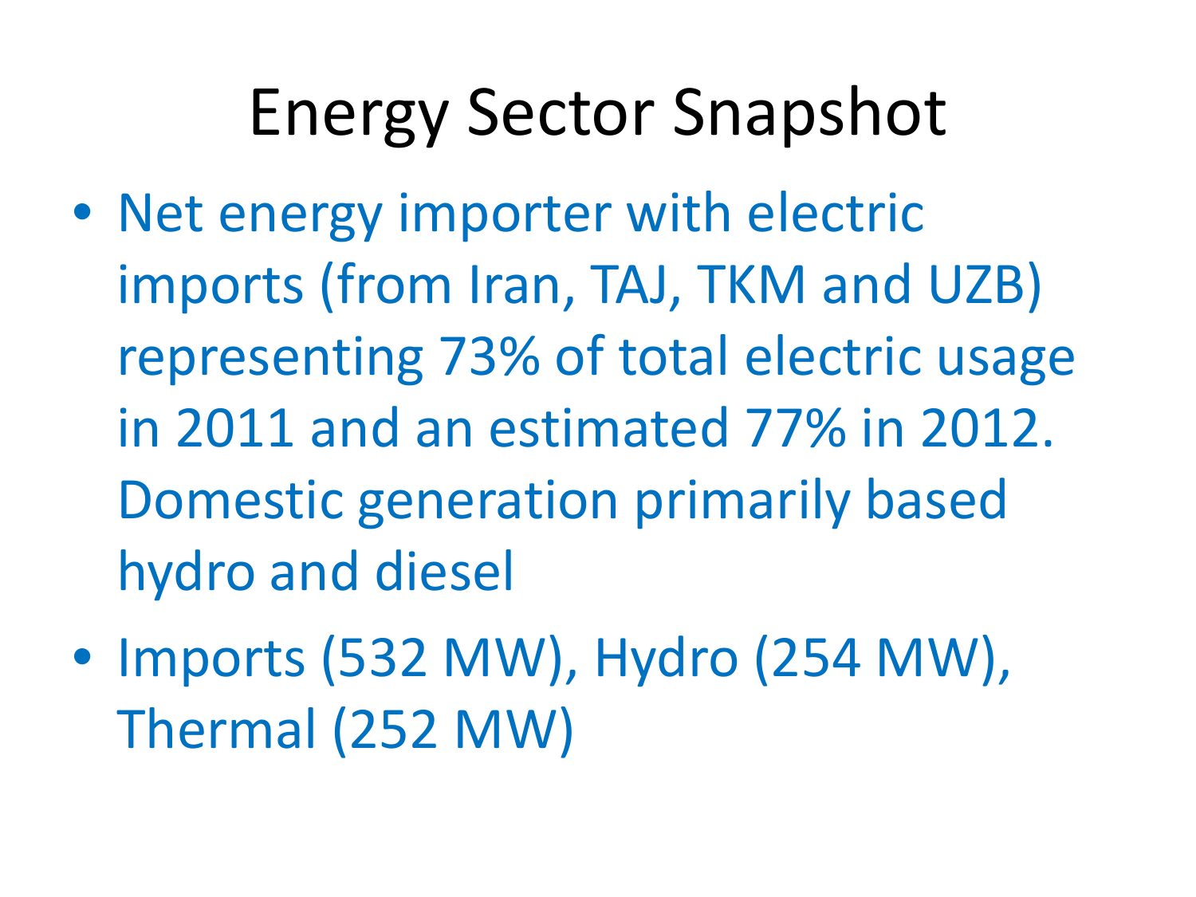# Energy Sector Snapshot

- Net energy importer with electric imports (from Iran, TAJ, TKM and UZB) representing 73% of total electric usage in 2011 and an estimated 77% in 2012. Domestic generation primarily based hydro and diesel
- Imports (532 MW), Hydro (254 MW), Thermal (252 MW)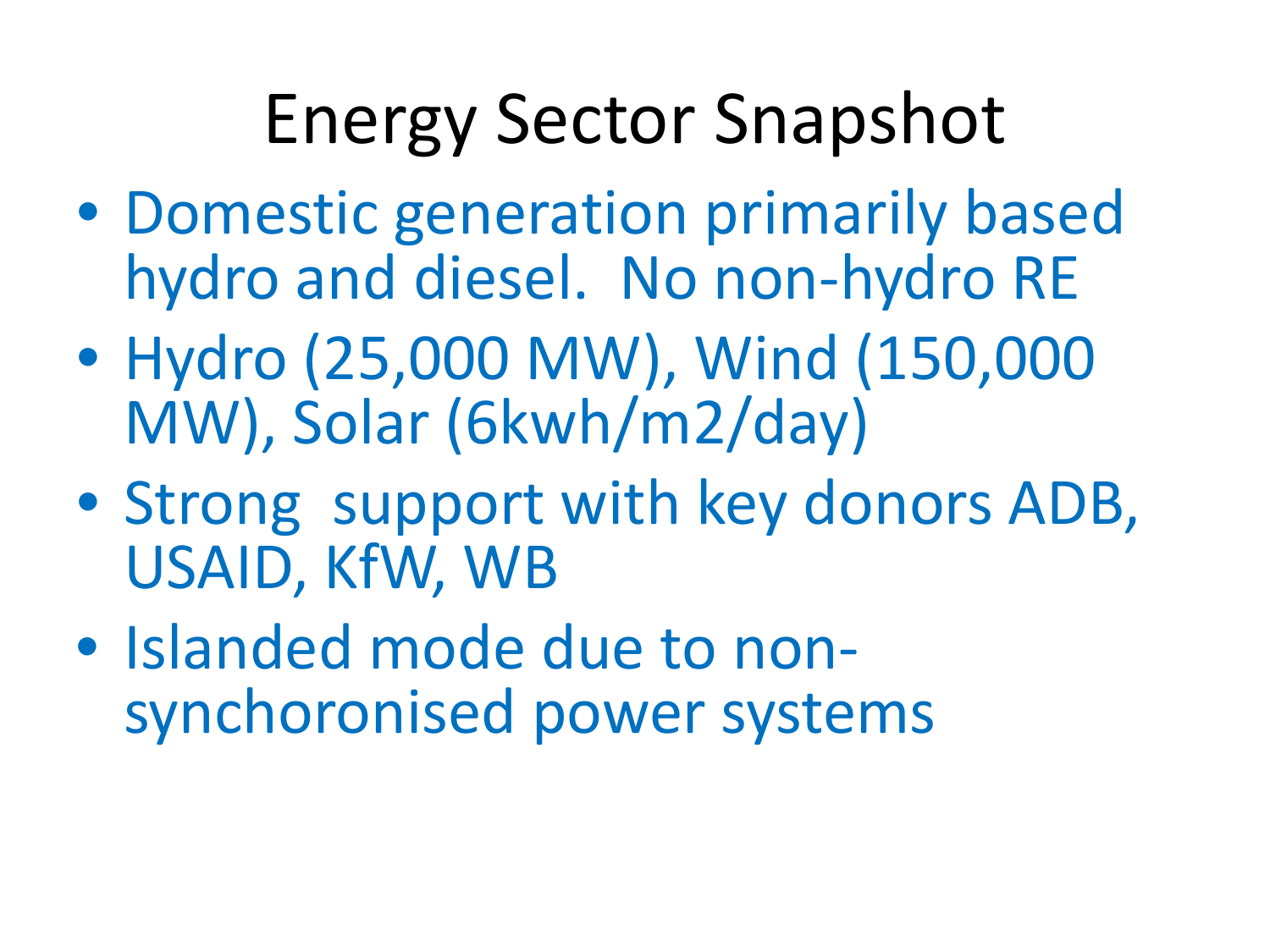# Energy Sector Snapshot

- Domestic generation primarily based hydro and diesel. No non-hydro RE
- Hydro (25,000 MW), Wind (150,000 MW), Solar (6kwh/m2/day)
- Strong support with key donors ADB, USAID, KfW, WB
- Islanded mode due to non-synchoronised power systems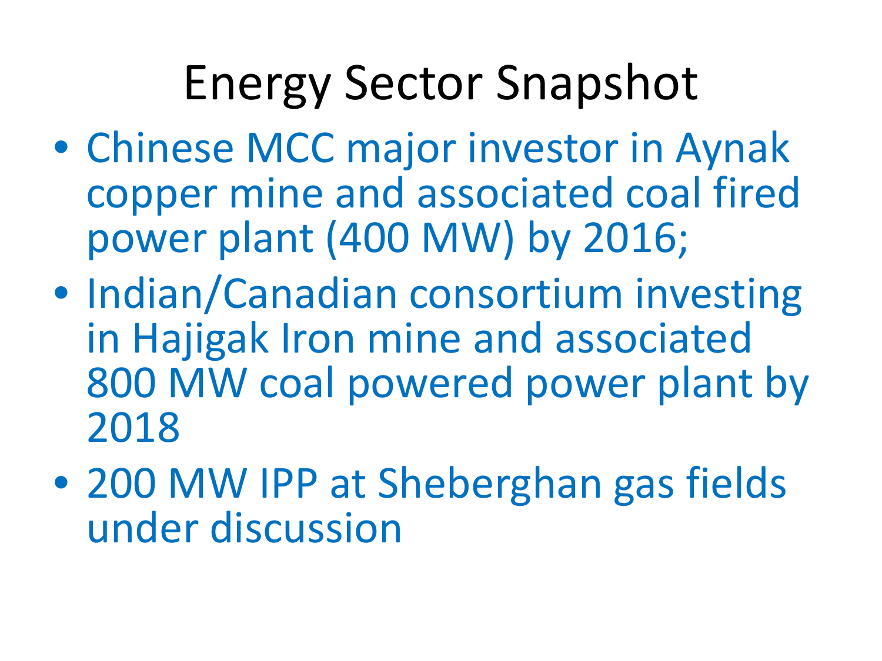# Energy Sector Snapshot

- Chinese MCC major investor in Aynak copper mine and associated coal fired power plant (400 MW) by 2016;
- Indian/Canadian consortium investing in Hajigak Iron mine and associated 800 MW coal powered power plant by 2018
- 200 MW IPP at Sheberghan gas fields under discussion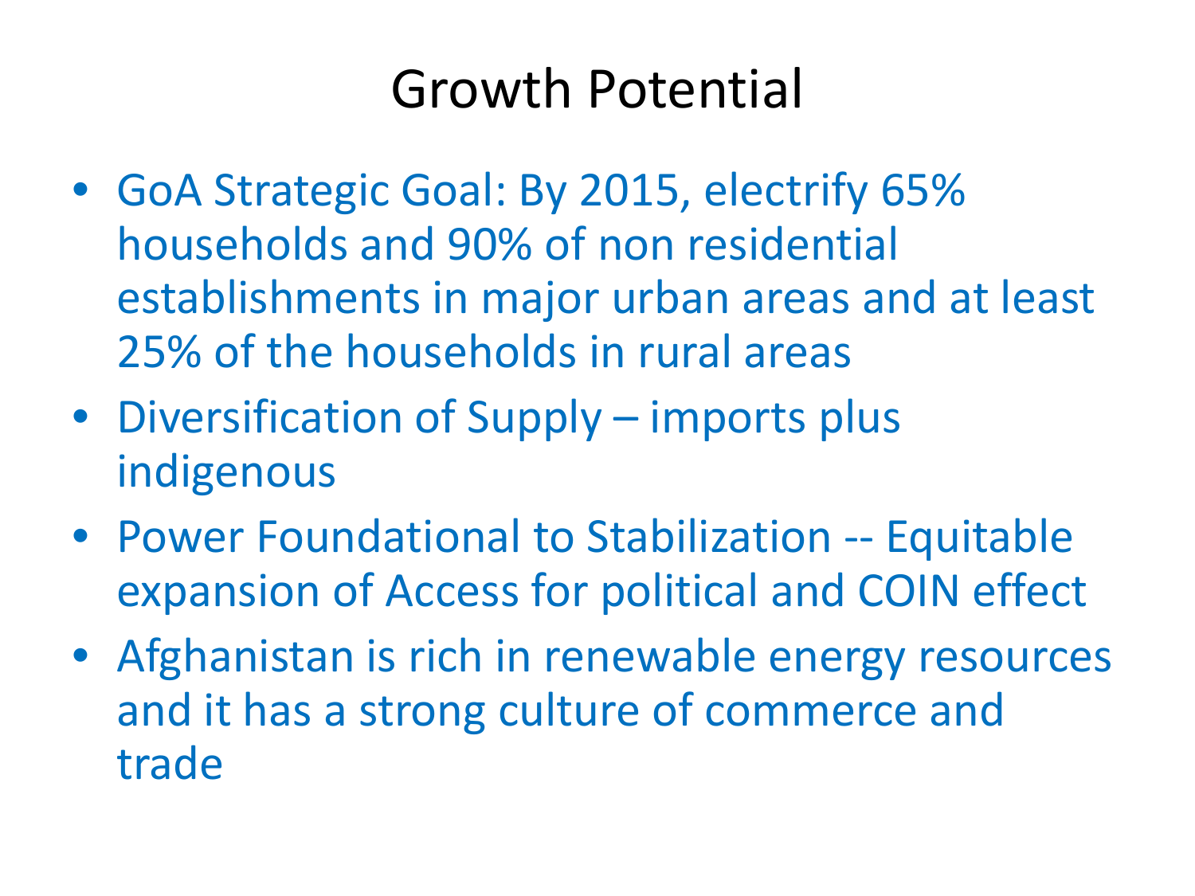# Growth Potential

- GoA Strategic Goal: By 2015, electrify 65% households and 90% of non residential establishments in major urban areas and at least 25% of the households in rural areas
- Diversification of Supply – imports plus indigenous
- Power Foundational to Stabilization -- Equitable expansion of Access for political and COIN effect
- Afghanistan is rich in renewable energy resources and it has a strong culture of commerce and trade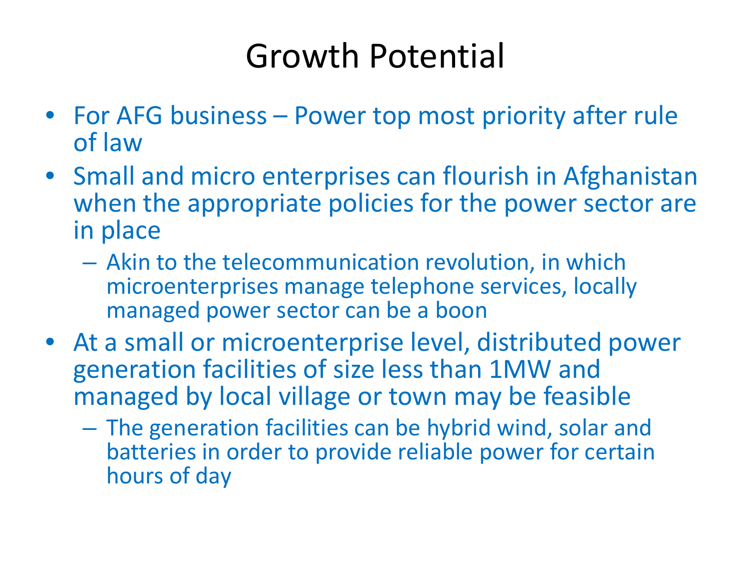# Growth Potential

- For AFG business – Power top most priority after rule of law
- Small and micro enterprises can flourish in Afghanistan when the appropriate policies for the power sector are in place
  - Akin to the telecommunication revolution, in which microenterprises manage telephone services, locally managed power sector can be a boon
- At a small or microenterprise level, distributed power generation facilities of size less than 1MW and managed by local village or town may be feasible
  - The generation facilities can be hybrid wind, solar and batteries in order to provide reliable power for certain hours of day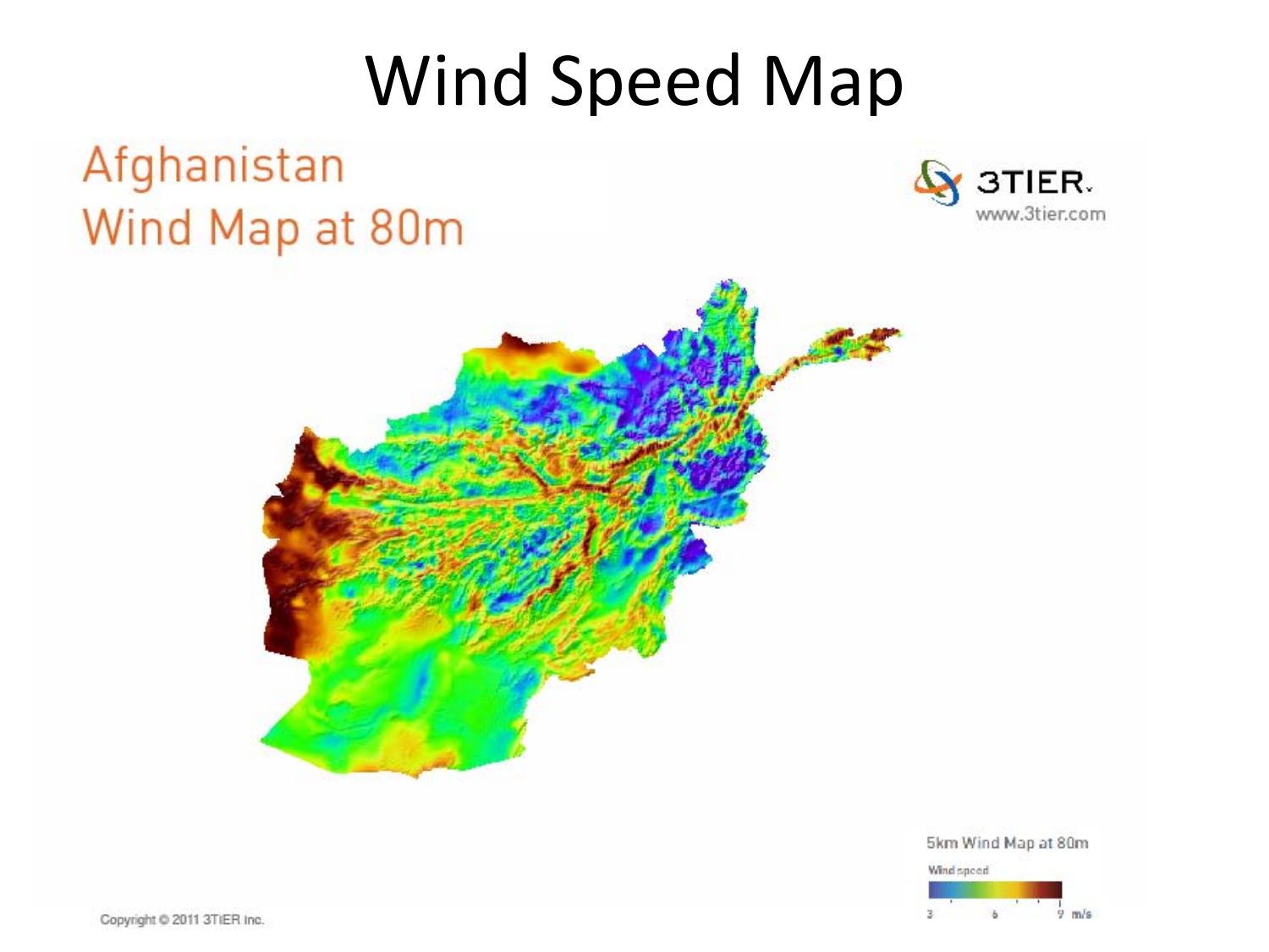# Wind Speed Map

Afghanistan
Wind Map at 80m

3TIER
www.3tier.com

5km Wind Map at 80m

Wind speed

3 6 9 m/s

Copyright © 2011 3TIER Inc.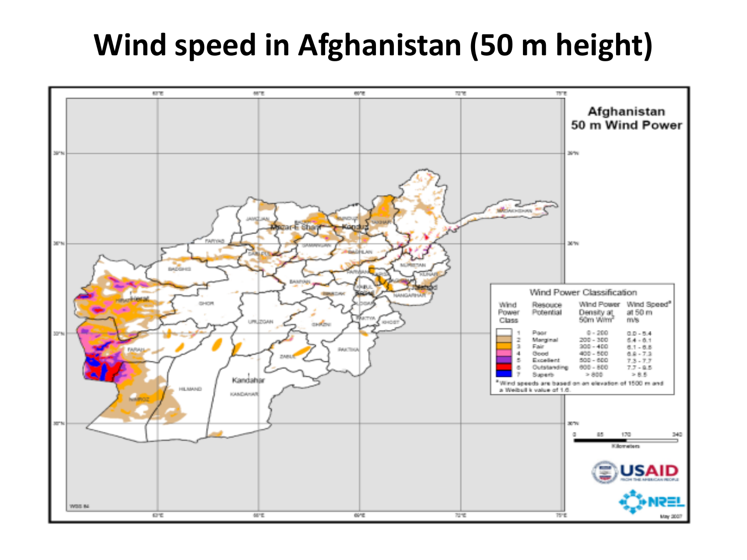# Wind speed in Afghanistan (50 m height)

**Afghanistan 50 m Wind Power**

**Wind Power Classification**

| Wind Power Class | Resouce Potential | Wind Power Density at 50m W/m² | Wind Speed* at 50 m m/s |
|---|---|---|---|
| 1 | Poor | 0 - 200 | 0.0 - 5.4 |
| 2 | Marginal | 200 - 300 | 5.4 - 6.1 |
| 3 | Fair | 300 - 400 | 6.1 - 6.8 |
| 4 | Good | 400 - 500 | 6.8 - 7.3 |
| 5 | Excellent | 500 - 600 | 7.3 - 7.7 |
| 6 | Outstanding | 600 - 800 | 7.7 - 8.5 |
| 7 | Superb | > 800 | > 8.5 |

*Wind speeds are based on an elevation of 1500 m and a Weibull k value of 1.6.

USAID — NREL

May 2007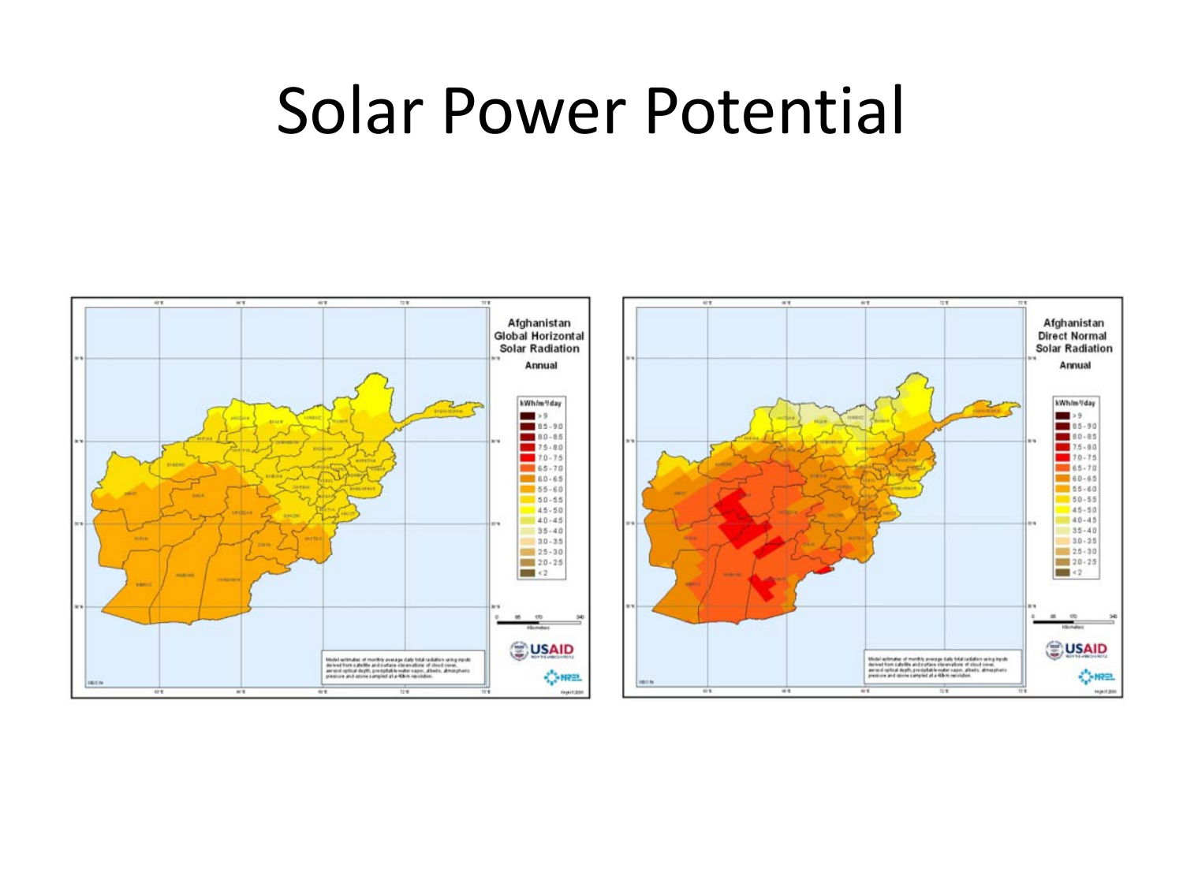# Solar Power Potential

**Afghanistan Global Horizontal Solar Radiation**
Annual

**Afghanistan Direct Normal Solar Radiation**
Annual

| kWh/m²/day |
|---|
| > 9 |
| 8.5 - 9.0 |
| 8.0 - 8.5 |
| 7.5 - 8.0 |
| 7.0 - 7.5 |
| 6.5 - 7.0 |
| 6.0 - 6.5 |
| 5.5 - 6.0 |
| 5.0 - 5.5 |
| 4.5 - 5.0 |
| 4.0 - 4.5 |
| 3.5 - 4.0 |
| 3.0 - 3.5 |
| 2.5 - 3.0 |
| 2.0 - 2.5 |
| < 2 |

Model estimates of monthly average daily total radiation using inputs derived from satellite and surface observations of cloud cover, aerosol optical depth, precipitable water vapor, albedo, atmospheric pressure and ozone sampled at a 40km resolution.

USAID

NREL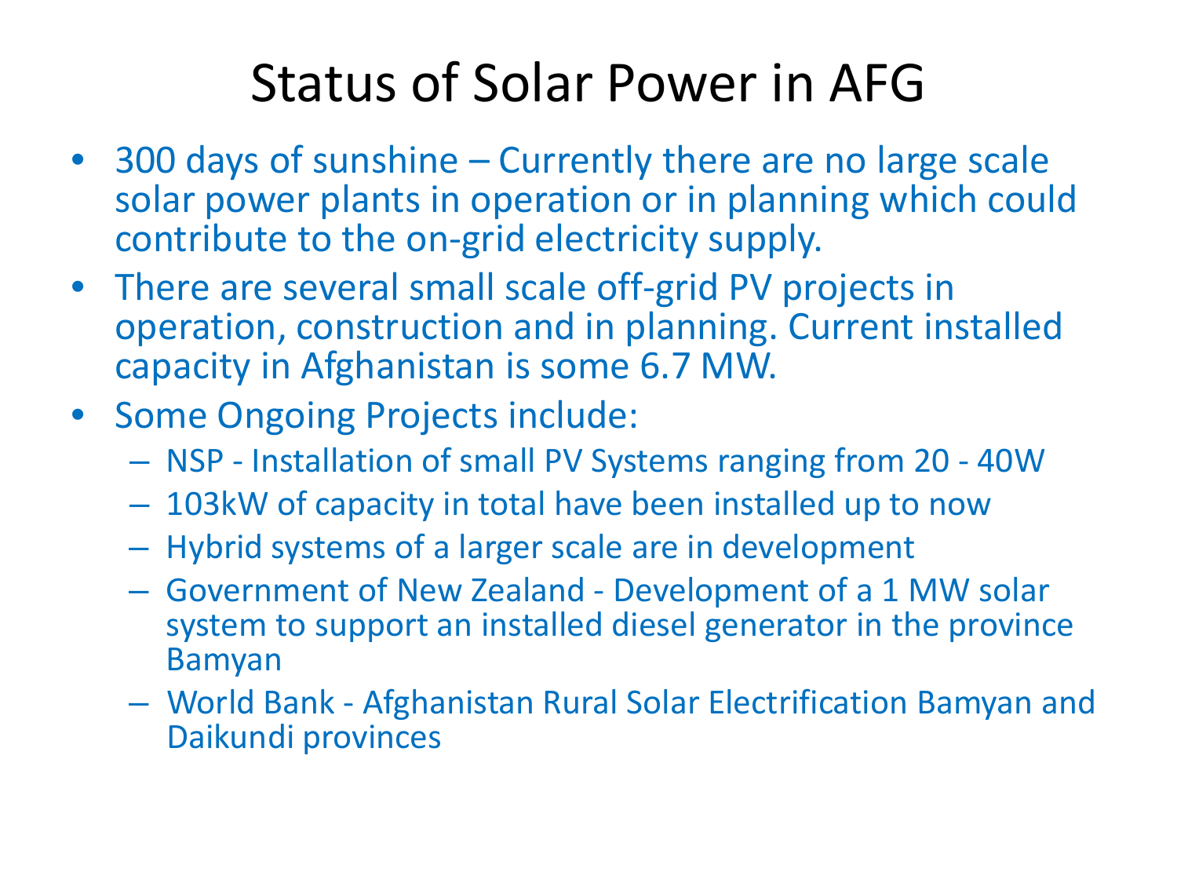# Status of Solar Power in AFG

- 300 days of sunshine – Currently there are no large scale solar power plants in operation or in planning which could contribute to the on-grid electricity supply.
- There are several small scale off-grid PV projects in operation, construction and in planning. Current installed capacity in Afghanistan is some 6.7 MW.
- Some Ongoing Projects include:
  - NSP - Installation of small PV Systems ranging from 20 - 40W
  - 103kW of capacity in total have been installed up to now
  - Hybrid systems of a larger scale are in development
  - Government of New Zealand - Development of a 1 MW solar system to support an installed diesel generator in the province Bamyan
  - World Bank - Afghanistan Rural Solar Electrification Bamyan and Daikundi provinces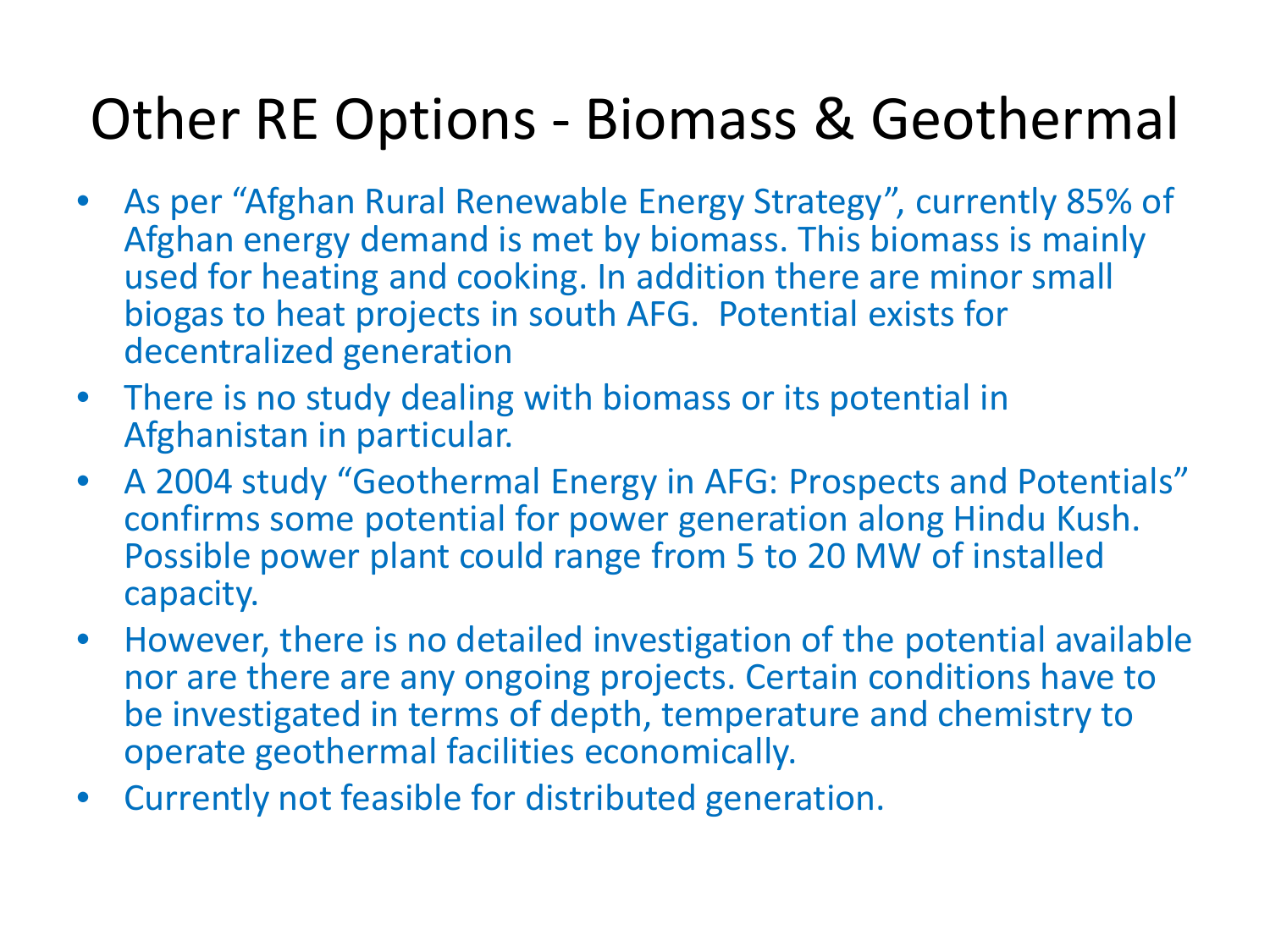# Other RE Options - Biomass & Geothermal

- As per “Afghan Rural Renewable Energy Strategy”, currently 85% of Afghan energy demand is met by biomass. This biomass is mainly used for heating and cooking. In addition there are minor small biogas to heat projects in south AFG. Potential exists for decentralized generation
- There is no study dealing with biomass or its potential in Afghanistan in particular.
- A 2004 study “Geothermal Energy in AFG: Prospects and Potentials” confirms some potential for power generation along Hindu Kush. Possible power plant could range from 5 to 20 MW of installed capacity.
- However, there is no detailed investigation of the potential available nor are there are any ongoing projects. Certain conditions have to be investigated in terms of depth, temperature and chemistry to operate geothermal facilities economically.
- Currently not feasible for distributed generation.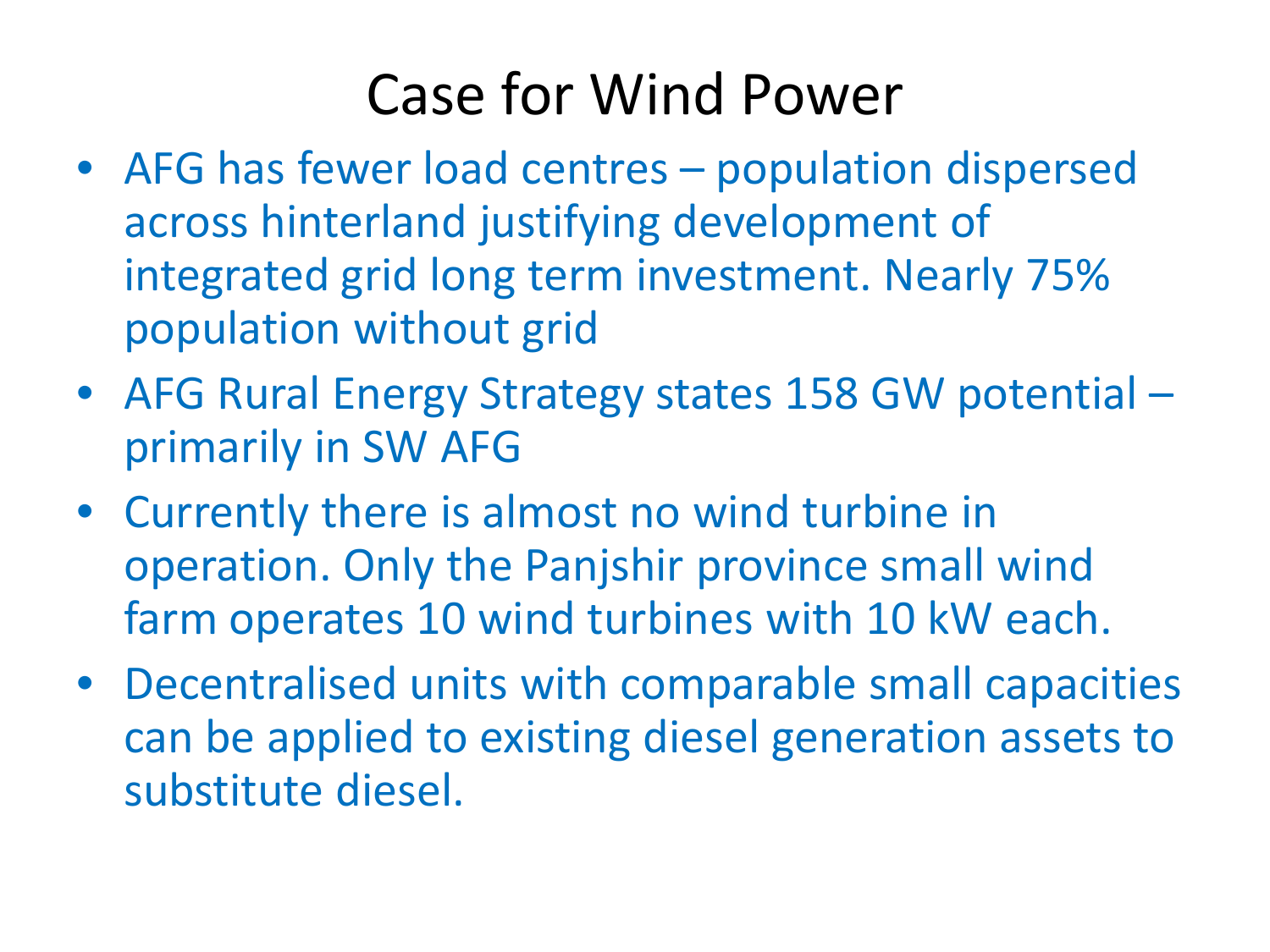# Case for Wind Power

- AFG has fewer load centres – population dispersed across hinterland justifying development of integrated grid long term investment. Nearly 75% population without grid
- AFG Rural Energy Strategy states 158 GW potential – primarily in SW AFG
- Currently there is almost no wind turbine in operation. Only the Panjshir province small wind farm operates 10 wind turbines with 10 kW each.
- Decentralised units with comparable small capacities can be applied to existing diesel generation assets to substitute diesel.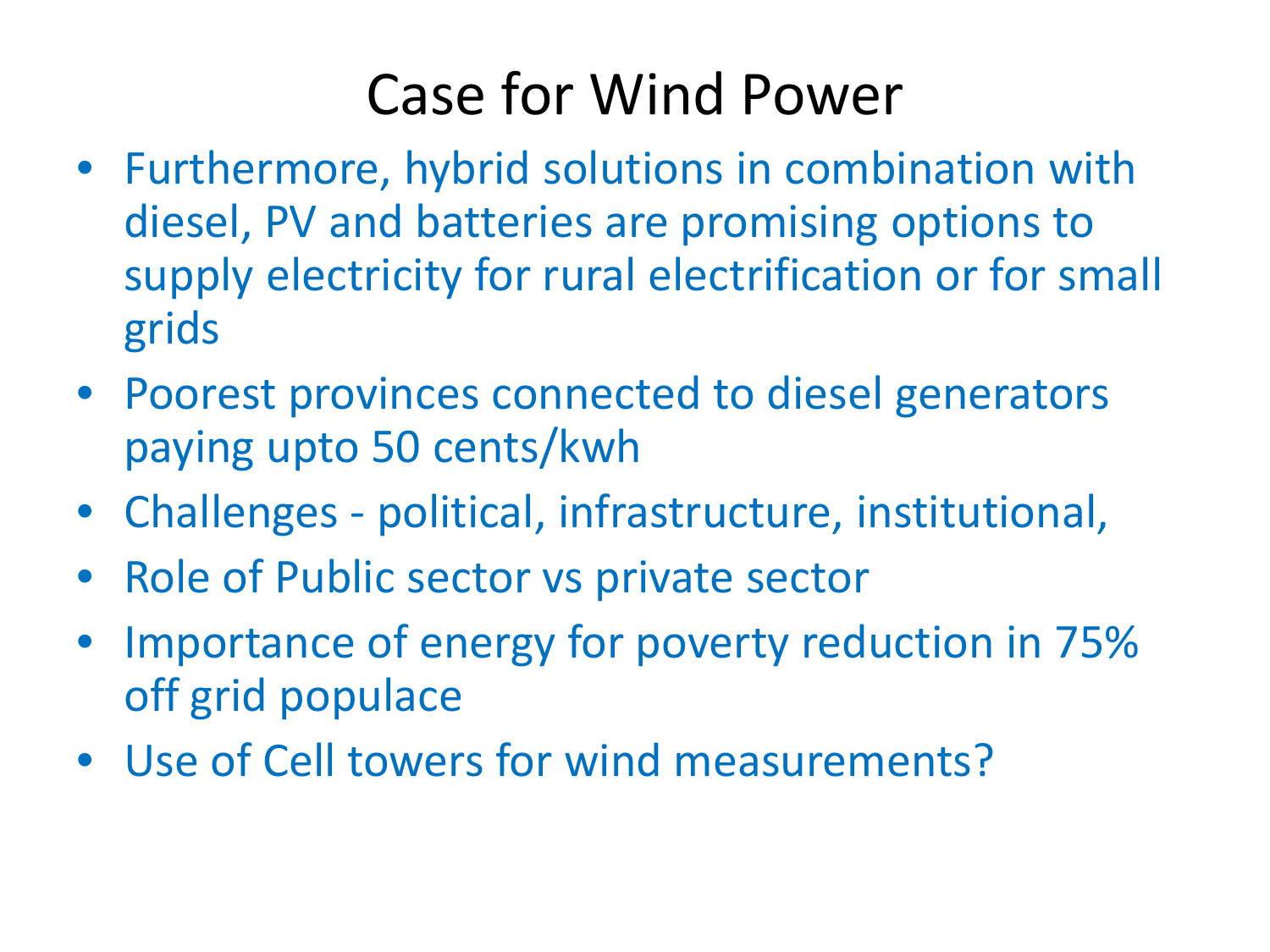# Case for Wind Power

- Furthermore, hybrid solutions in combination with diesel, PV and batteries are promising options to supply electricity for rural electrification or for small grids
- Poorest provinces connected to diesel generators paying upto 50 cents/kwh
- Challenges - political, infrastructure, institutional,
- Role of Public sector vs private sector
- Importance of energy for poverty reduction in 75% off grid populace
- Use of Cell towers for wind measurements?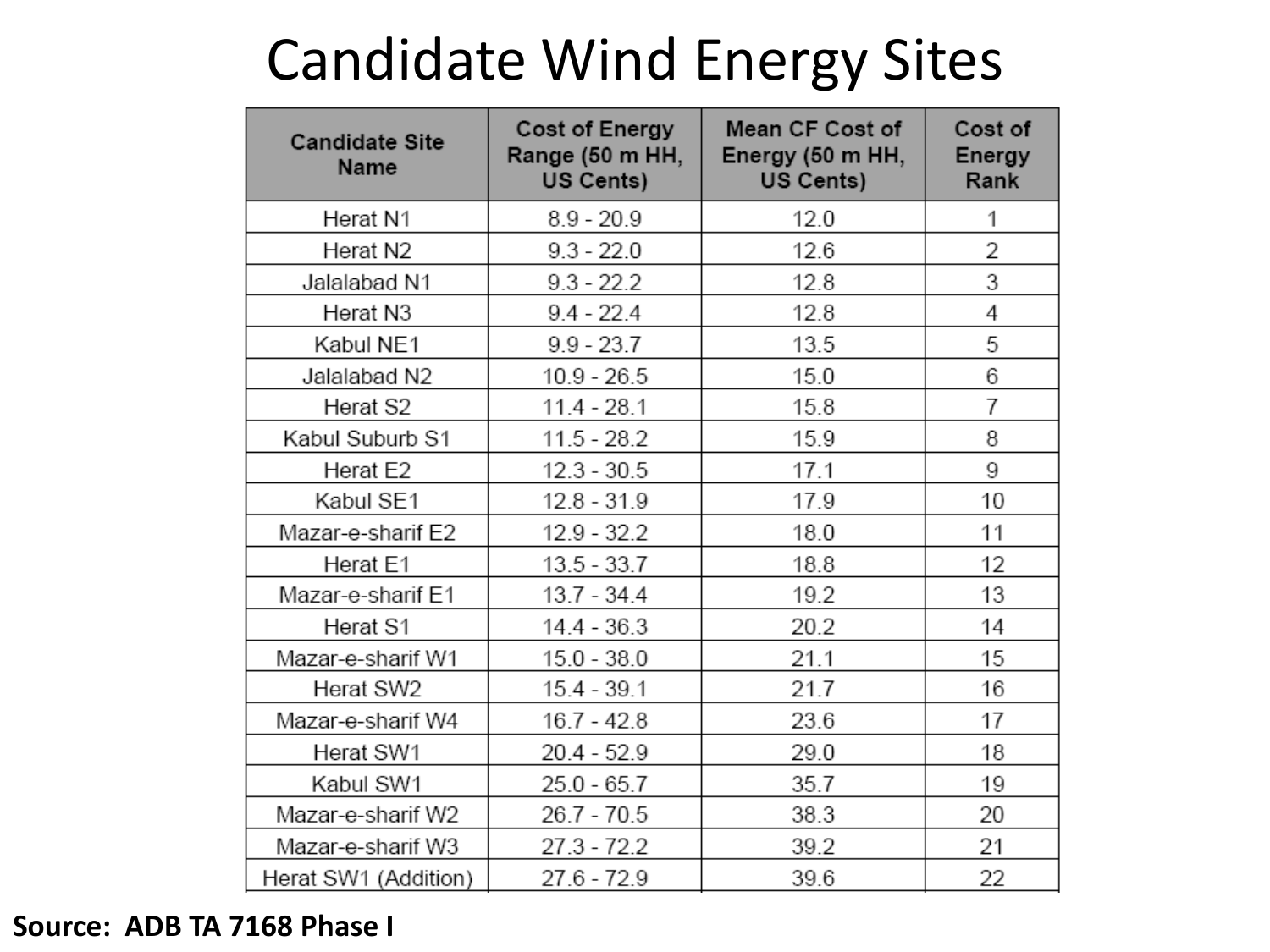# Candidate Wind Energy Sites

| Candidate Site Name | Cost of Energy Range (50 m HH, US Cents) | Mean CF Cost of Energy (50 m HH, US Cents) | Cost of Energy Rank |
|---|---|---|---|
| Herat N1 | 8.9 - 20.9 | 12.0 | 1 |
| Herat N2 | 9.3 - 22.0 | 12.6 | 2 |
| Jalalabad N1 | 9.3 - 22.2 | 12.8 | 3 |
| Herat N3 | 9.4 - 22.4 | 12.8 | 4 |
| Kabul NE1 | 9.9 - 23.7 | 13.5 | 5 |
| Jalalabad N2 | 10.9 - 26.5 | 15.0 | 6 |
| Herat S2 | 11.4 - 28.1 | 15.8 | 7 |
| Kabul Suburb S1 | 11.5 - 28.2 | 15.9 | 8 |
| Herat E2 | 12.3 - 30.5 | 17.1 | 9 |
| Kabul SE1 | 12.8 - 31.9 | 17.9 | 10 |
| Mazar-e-sharif E2 | 12.9 - 32.2 | 18.0 | 11 |
| Herat E1 | 13.5 - 33.7 | 18.8 | 12 |
| Mazar-e-sharif E1 | 13.7 - 34.4 | 19.2 | 13 |
| Herat S1 | 14.4 - 36.3 | 20.2 | 14 |
| Mazar-e-sharif W1 | 15.0 - 38.0 | 21.1 | 15 |
| Herat SW2 | 15.4 - 39.1 | 21.7 | 16 |
| Mazar-e-sharif W4 | 16.7 - 42.8 | 23.6 | 17 |
| Herat SW1 | 20.4 - 52.9 | 29.0 | 18 |
| Kabul SW1 | 25.0 - 65.7 | 35.7 | 19 |
| Mazar-e-sharif W2 | 26.7 - 70.5 | 38.3 | 20 |
| Mazar-e-sharif W3 | 27.3 - 72.2 | 39.2 | 21 |
| Herat SW1 (Addition) | 27.6 - 72.9 | 39.6 | 22 |

**Source: ADB TA 7168 Phase I**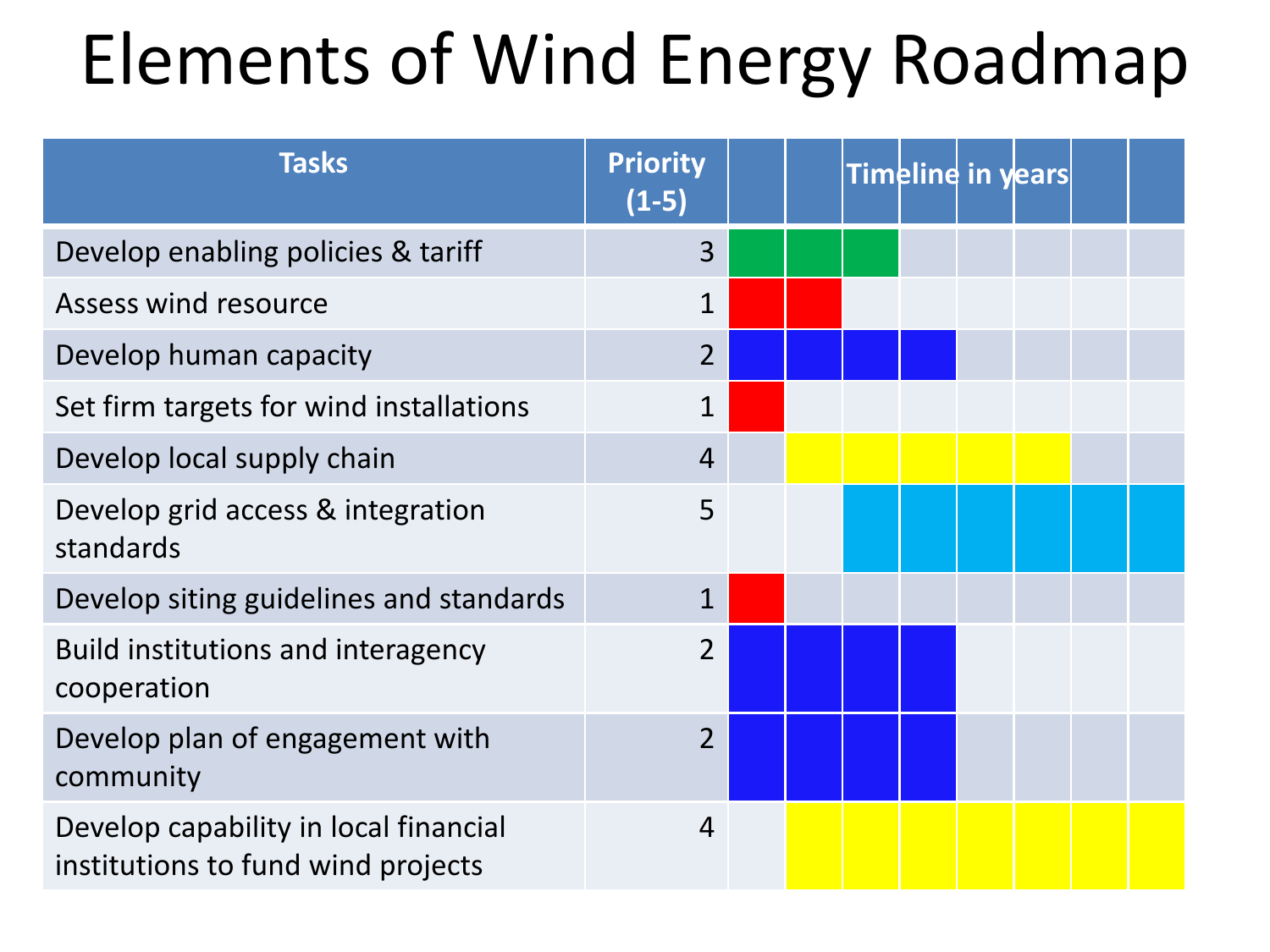# Elements of Wind Energy Roadmap

| Tasks | Priority (1-5) | Timeline in years | | | | | | | |
|---|---|---|---|---|---|---|---|---|---|
| Develop enabling policies & tariff | 3 | ■ | ■ | ■ | | | | | |
| Assess wind resource | 1 | ■ | ■ | | | | | | |
| Develop human capacity | 2 | ■ | ■ | ■ | ■ | | | | |
| Set firm targets for wind installations | 1 | ■ | | | | | | | |
| Develop local supply chain | 4 | | ■ | ■ | ■ | ■ | ■ | | |
| Develop grid access & integration standards | 5 | | | ■ | ■ | ■ | ■ | ■ | ■ |
| Develop siting guidelines and standards | 1 | ■ | | | | | | | |
| Build institutions and interagency cooperation | 2 | ■ | ■ | ■ | ■ | | | | |
| Develop plan of engagement with community | 2 | ■ | ■ | ■ | ■ | | | | |
| Develop capability in local financial institutions to fund wind projects | 4 | | ■ | ■ | ■ | ■ | ■ | ■ | ■ |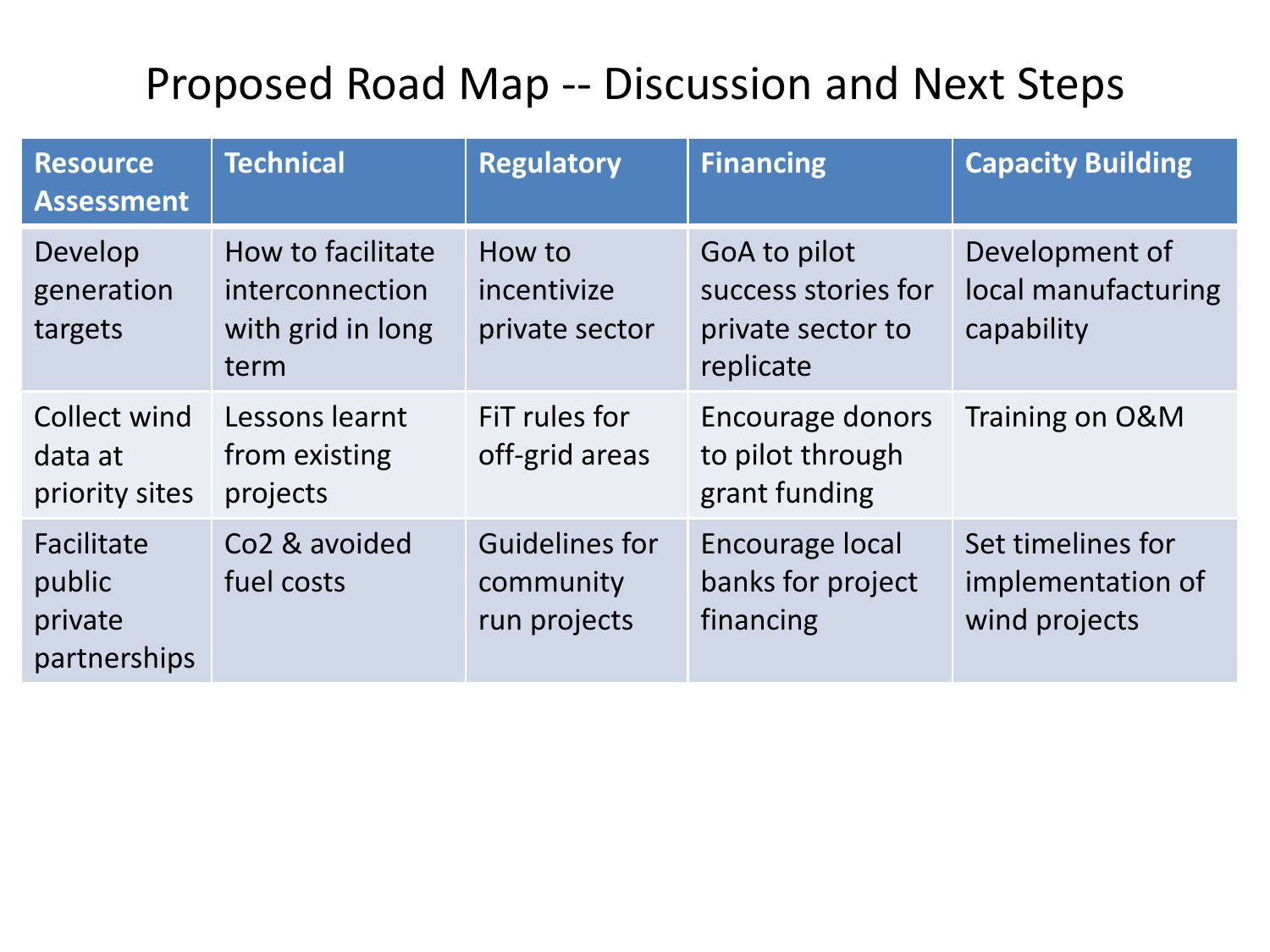# Proposed Road Map -- Discussion and Next Steps

| Resource Assessment | Technical | Regulatory | Financing | Capacity Building |
|---|---|---|---|---|
| Develop generation targets | How to facilitate interconnection with grid in long term | How to incentivize private sector | GoA to pilot success stories for private sector to replicate | Development of local manufacturing capability |
| Collect wind data at priority sites | Lessons learnt from existing projects | FiT rules for off-grid areas | Encourage donors to pilot through grant funding | Training on O&M |
| Facilitate public private partnerships | Co2 & avoided fuel costs | Guidelines for community run projects | Encourage local banks for project financing | Set timelines for implementation of wind projects |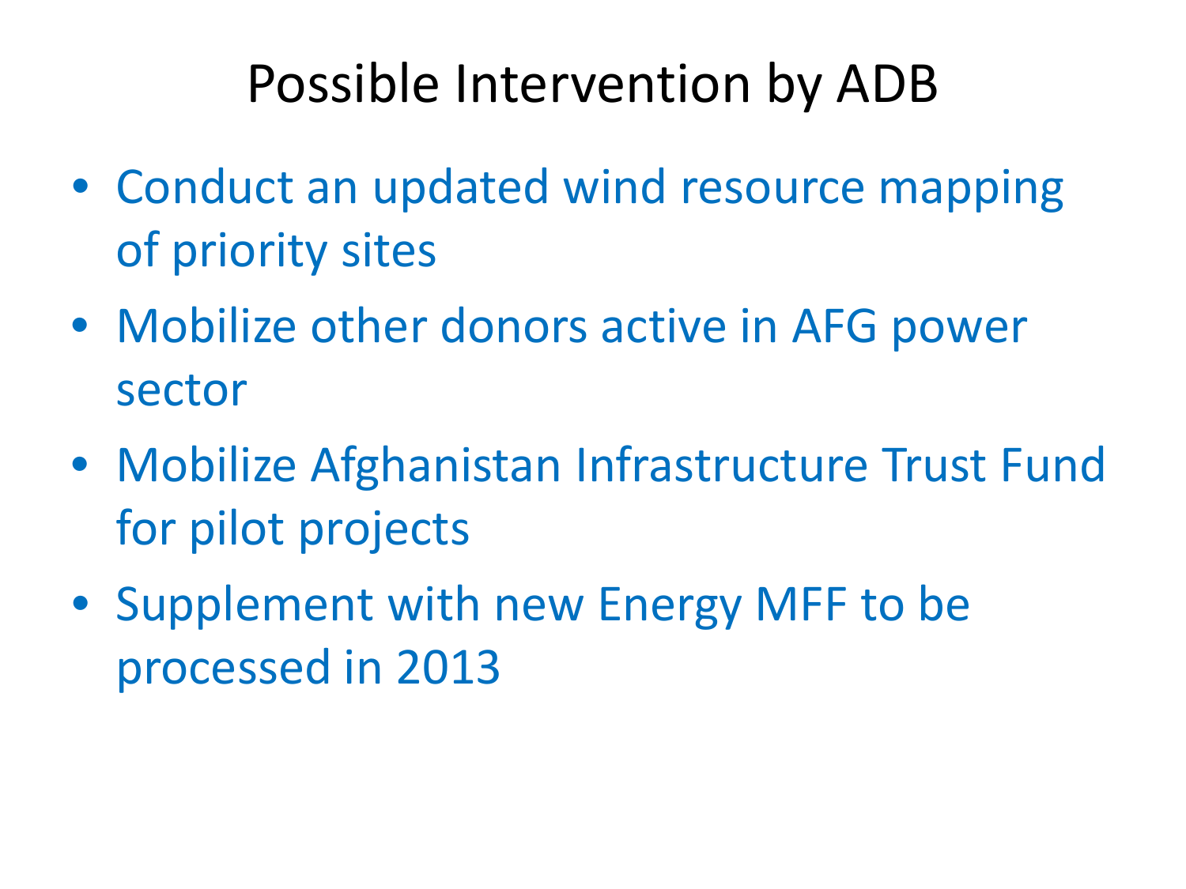# Possible Intervention by ADB

- Conduct an updated wind resource mapping of priority sites
- Mobilize other donors active in AFG power sector
- Mobilize Afghanistan Infrastructure Trust Fund for pilot projects
- Supplement with new Energy MFF to be processed in 2013